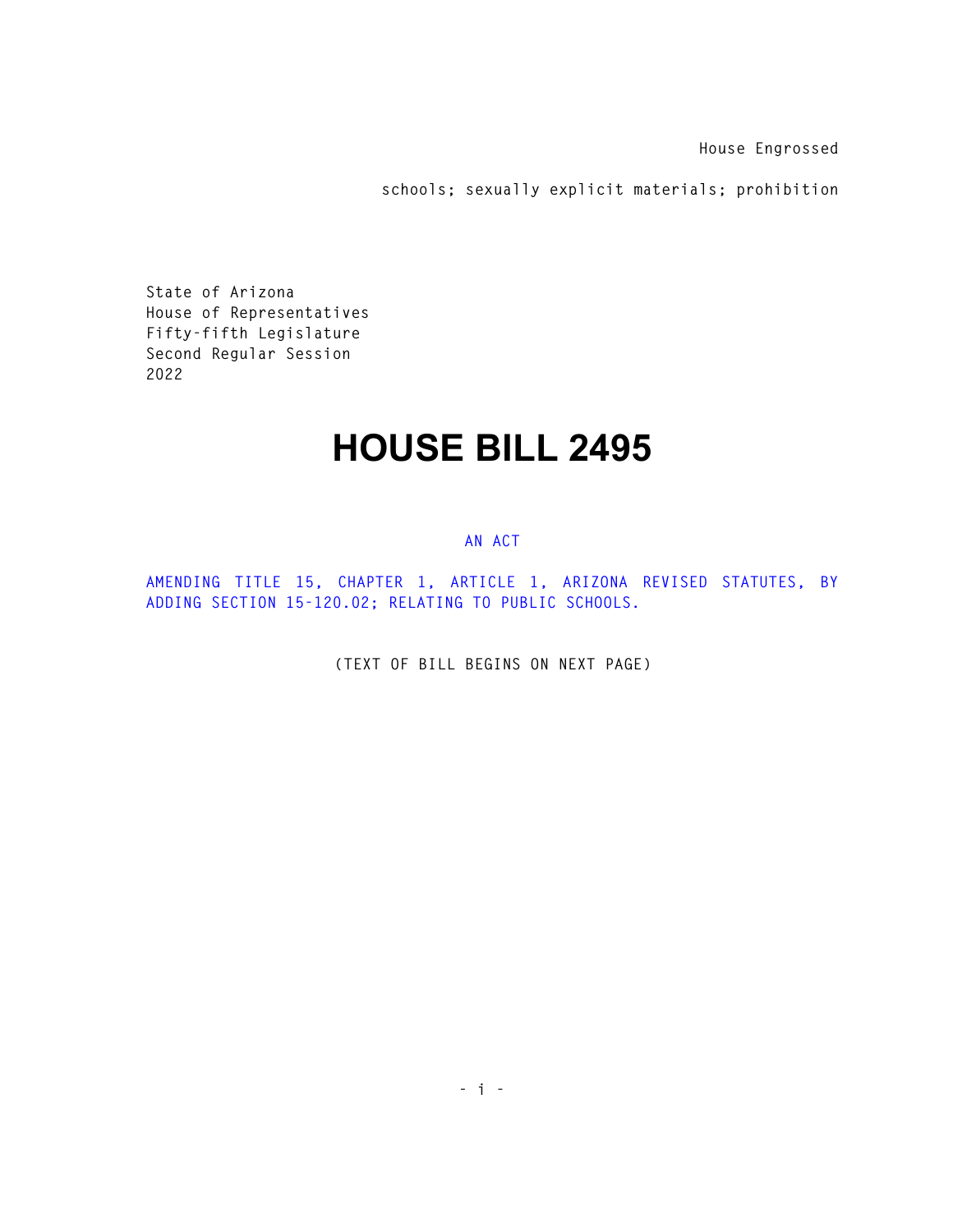House Engrossed

schools; sexually explicit materials; prohibition

State of Arizona
House of Representatives
Fifty-fifth Legislature
Second Regular Session
2022

# HOUSE BILL 2495

AN ACT

AMENDING TITLE 15, CHAPTER 1, ARTICLE 1, ARIZONA REVISED STATUTES, BY ADDING SECTION 15-120.02; RELATING TO PUBLIC SCHOOLS.

(TEXT OF BILL BEGINS ON NEXT PAGE)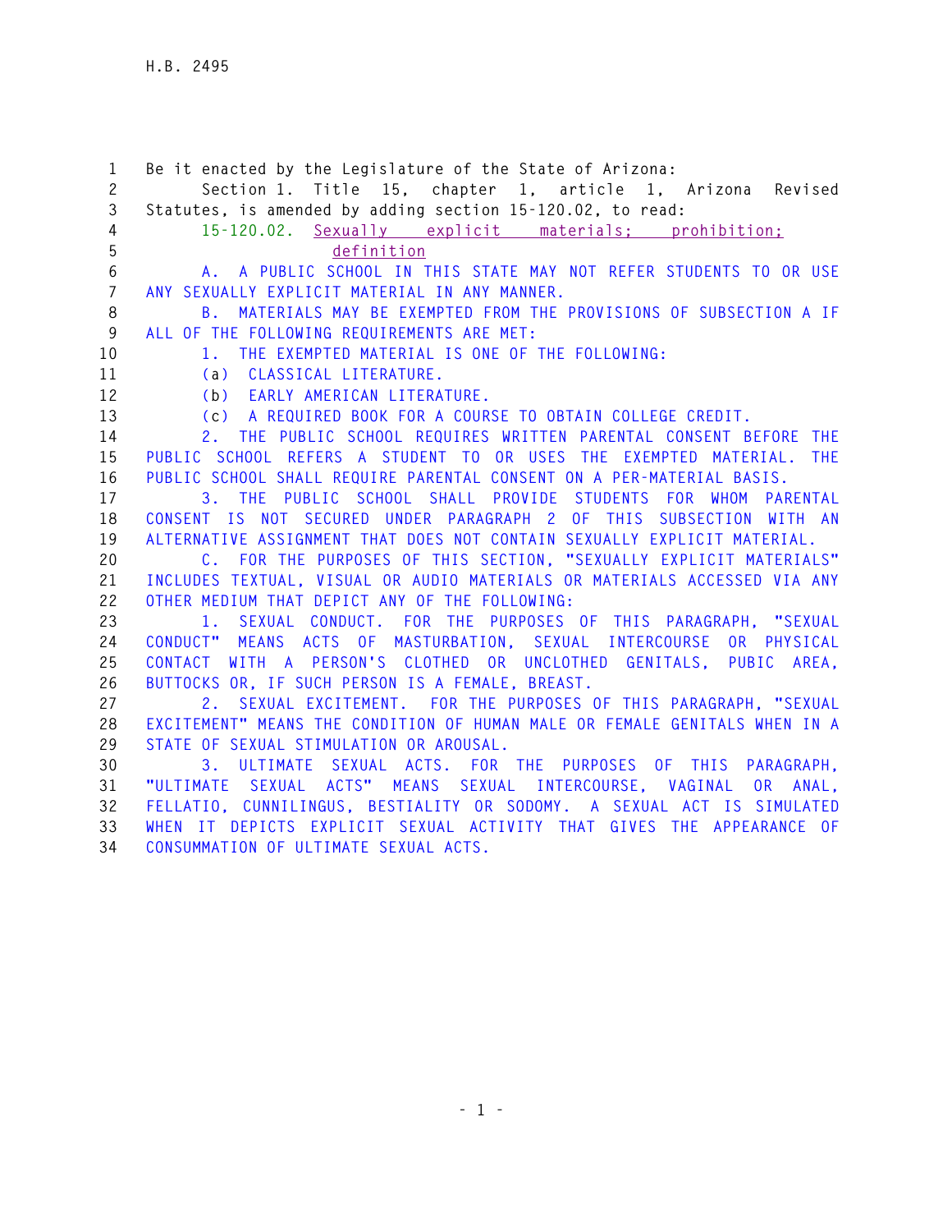Be it enacted by the Legislature of the State of Arizona:

Section 1. Title 15, chapter 1, article 1, Arizona Revised Statutes, is amended by adding section 15-120.02, to read:

15-120.02. Sexually explicit materials; prohibition; definition

A. A PUBLIC SCHOOL IN THIS STATE MAY NOT REFER STUDENTS TO OR USE ANY SEXUALLY EXPLICIT MATERIAL IN ANY MANNER.

B. MATERIALS MAY BE EXEMPTED FROM THE PROVISIONS OF SUBSECTION A IF ALL OF THE FOLLOWING REQUIREMENTS ARE MET:

1. THE EXEMPTED MATERIAL IS ONE OF THE FOLLOWING:

(a) CLASSICAL LITERATURE.

(b) EARLY AMERICAN LITERATURE.

(c) A REQUIRED BOOK FOR A COURSE TO OBTAIN COLLEGE CREDIT.

2. THE PUBLIC SCHOOL REQUIRES WRITTEN PARENTAL CONSENT BEFORE THE PUBLIC SCHOOL REFERS A STUDENT TO OR USES THE EXEMPTED MATERIAL. THE PUBLIC SCHOOL SHALL REQUIRE PARENTAL CONSENT ON A PER-MATERIAL BASIS.

3. THE PUBLIC SCHOOL SHALL PROVIDE STUDENTS FOR WHOM PARENTAL CONSENT IS NOT SECURED UNDER PARAGRAPH 2 OF THIS SUBSECTION WITH AN ALTERNATIVE ASSIGNMENT THAT DOES NOT CONTAIN SEXUALLY EXPLICIT MATERIAL.

C. FOR THE PURPOSES OF THIS SECTION, "SEXUALLY EXPLICIT MATERIALS" INCLUDES TEXTUAL, VISUAL OR AUDIO MATERIALS OR MATERIALS ACCESSED VIA ANY OTHER MEDIUM THAT DEPICT ANY OF THE FOLLOWING:

1. SEXUAL CONDUCT. FOR THE PURPOSES OF THIS PARAGRAPH, "SEXUAL CONDUCT" MEANS ACTS OF MASTURBATION, SEXUAL INTERCOURSE OR PHYSICAL CONTACT WITH A PERSON'S CLOTHED OR UNCLOTHED GENITALS, PUBIC AREA, BUTTOCKS OR, IF SUCH PERSON IS A FEMALE, BREAST.

2. SEXUAL EXCITEMENT. FOR THE PURPOSES OF THIS PARAGRAPH, "SEXUAL EXCITEMENT" MEANS THE CONDITION OF HUMAN MALE OR FEMALE GENITALS WHEN IN A STATE OF SEXUAL STIMULATION OR AROUSAL.

3. ULTIMATE SEXUAL ACTS. FOR THE PURPOSES OF THIS PARAGRAPH, "ULTIMATE SEXUAL ACTS" MEANS SEXUAL INTERCOURSE, VAGINAL OR ANAL, FELLATIO, CUNNILINGUS, BESTIALITY OR SODOMY. A SEXUAL ACT IS SIMULATED WHEN IT DEPICTS EXPLICIT SEXUAL ACTIVITY THAT GIVES THE APPEARANCE OF CONSUMMATION OF ULTIMATE SEXUAL ACTS.